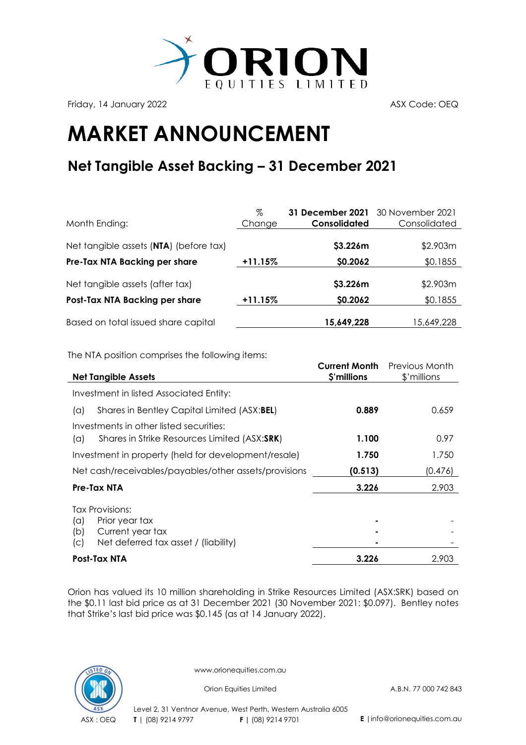Friday, 14 January 2022

ASX Code: OEQ

# MARKET ANNOUNCEMENT

## Net Tangible Asset Backing – 31 December 2021

| Month Ending: | % Change | **31 December 2021 Consolidated** | 30 November 2021 Consolidated |
|---|---|---|---|
| Net tangible assets (**NTA**) (before tax) | | **$3.226m** | $2.903m |
| **Pre-Tax NTA Backing per share** | **+11.15%** | **$0.2062** | $0.1855 |
| Net tangible assets (after tax) | | **$3.226m** | $2.903m |
| **Post-Tax NTA Backing per share** | **+11.15%** | **$0.2062** | $0.1855 |
| Based on total issued share capital | | **15,649,228** | 15,649,228 |

The NTA position comprises the following items:

| **Net Tangible Assets** | **Current Month $'millions** | Previous Month $'millions |
|---|---|---|
| Investment in listed Associated Entity: | | |
| (a) Shares in Bentley Capital Limited (ASX:**BEL**) | **0.889** | 0.659 |
| Investments in other listed securities: | | |
| (a) Shares in Strike Resources Limited (ASX:**SRK**) | **1.100** | 0.97 |
| Investment in property (held for development/resale) | **1.750** | 1.750 |
| Net cash/receivables/payables/other assets/provisions | **(0.513)** | (0.476) |
| **Pre-Tax NTA** | **3.226** | 2.903 |
| Tax Provisions: | | |
| (a) Prior year tax | **-** | - |
| (b) Current year tax | **-** | - |
| (c) Net deferred tax asset / (liability) | **-** | - |
| **Post-Tax NTA** | **3.226** | 2.903 |

Orion has valued its 10 million shareholding in Strike Resources Limited (ASX:SRK) based on the $0.11 last bid price as at 31 December 2021 (30 November 2021: $0.097). Bentley notes that Strike's last bid price was $0.145 (as at 14 January 2022).

www.orionequities.com.au

Orion Equities Limited A.B.N. 77 000 742 843

Level 2, 31 Ventnor Avenue, West Perth, Western Australia 6005

ASX : OEQ **T** | (08) 9214 9797 **F** | (08) 9214 9701 **E** | info@orionequities.com.au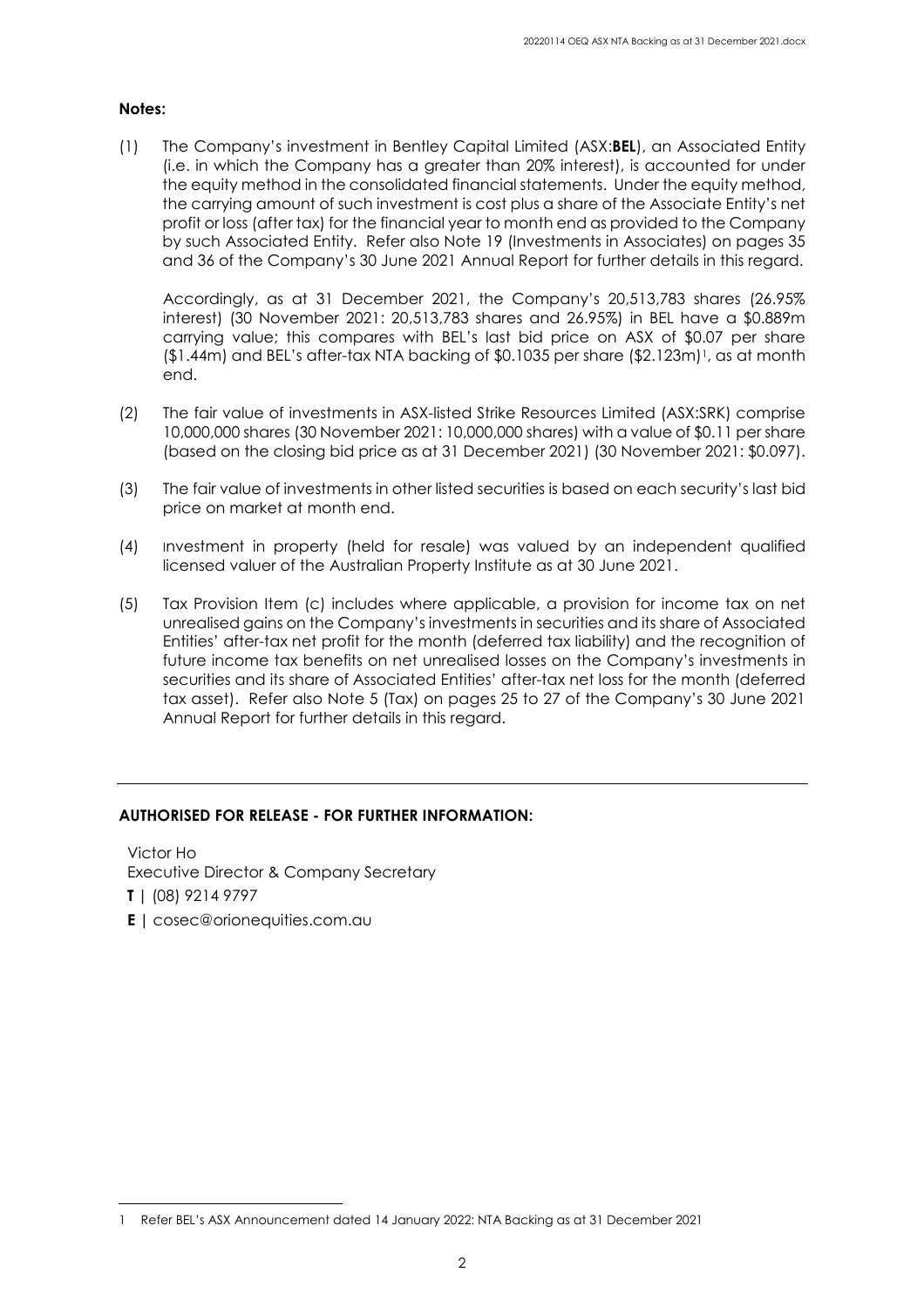**Notes:**

(1) The Company's investment in Bentley Capital Limited (ASX:**BEL**), an Associated Entity (i.e. in which the Company has a greater than 20% interest), is accounted for under the equity method in the consolidated financial statements. Under the equity method, the carrying amount of such investment is cost plus a share of the Associate Entity's net profit or loss (after tax) for the financial year to month end as provided to the Company by such Associated Entity. Refer also Note 19 (Investments in Associates) on pages 35 and 36 of the Company's 30 June 2021 Annual Report for further details in this regard.

Accordingly, as at 31 December 2021, the Company's 20,513,783 shares (26.95% interest) (30 November 2021: 20,513,783 shares and 26.95%) in BEL have a \$0.889m carrying value; this compares with BEL's last bid price on ASX of \$0.07 per share (\$1.44m) and BEL's after-tax NTA backing of \$0.1035 per share (\$2.123m)[1], as at month end.

(2) The fair value of investments in ASX-listed Strike Resources Limited (ASX:SRK) comprise 10,000,000 shares (30 November 2021: 10,000,000 shares) with a value of \$0.11 per share (based on the closing bid price as at 31 December 2021) (30 November 2021: \$0.097).

(3) The fair value of investments in other listed securities is based on each security's last bid price on market at month end.

(4) Investment in property (held for resale) was valued by an independent qualified licensed valuer of the Australian Property Institute as at 30 June 2021.

(5) Tax Provision Item (c) includes where applicable, a provision for income tax on net unrealised gains on the Company's investments in securities and its share of Associated Entities' after-tax net profit for the month (deferred tax liability) and the recognition of future income tax benefits on net unrealised losses on the Company's investments in securities and its share of Associated Entities' after-tax net loss for the month (deferred tax asset). Refer also Note 5 (Tax) on pages 25 to 27 of the Company's 30 June 2021 Annual Report for further details in this regard.

---

**AUTHORISED FOR RELEASE - FOR FURTHER INFORMATION:**

Victor Ho
Executive Director & Company Secretary

**T |** (08) 9214 9797

**E |** cosec@orionequities.com.au

---

[1] Refer BEL's ASX Announcement dated 14 January 2022: NTA Backing as at 31 December 2021